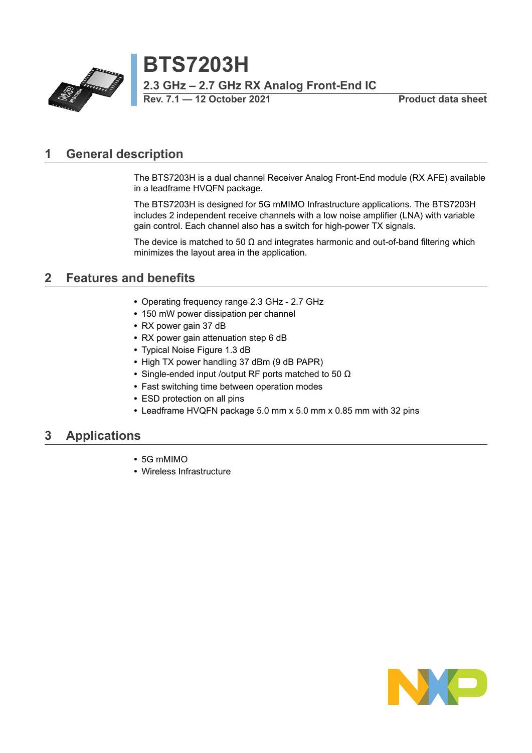# BTS7203H

## 2.3 GHz – 2.7 GHz RX Analog Front-End IC

Rev. 7.1 — 12 October 2021 | Product data sheet

## 1 General description

The BTS7203H is a dual channel Receiver Analog Front-End module (RX AFE) available in a leadframe HVQFN package.

The BTS7203H is designed for 5G mMIMO Infrastructure applications. The BTS7203H includes 2 independent receive channels with a low noise amplifier (LNA) with variable gain control. Each channel also has a switch for high-power TX signals.

The device is matched to 50 Ω and integrates harmonic and out-of-band filtering which minimizes the layout area in the application.

## 2 Features and benefits

- Operating frequency range 2.3 GHz - 2.7 GHz
- 150 mW power dissipation per channel
- RX power gain 37 dB
- RX power gain attenuation step 6 dB
- Typical Noise Figure 1.3 dB
- High TX power handling 37 dBm (9 dB PAPR)
- Single-ended input /output RF ports matched to 50 Ω
- Fast switching time between operation modes
- ESD protection on all pins
- Leadframe HVQFN package 5.0 mm x 5.0 mm x 0.85 mm with 32 pins

## 3 Applications

- 5G mMIMO
- Wireless Infrastructure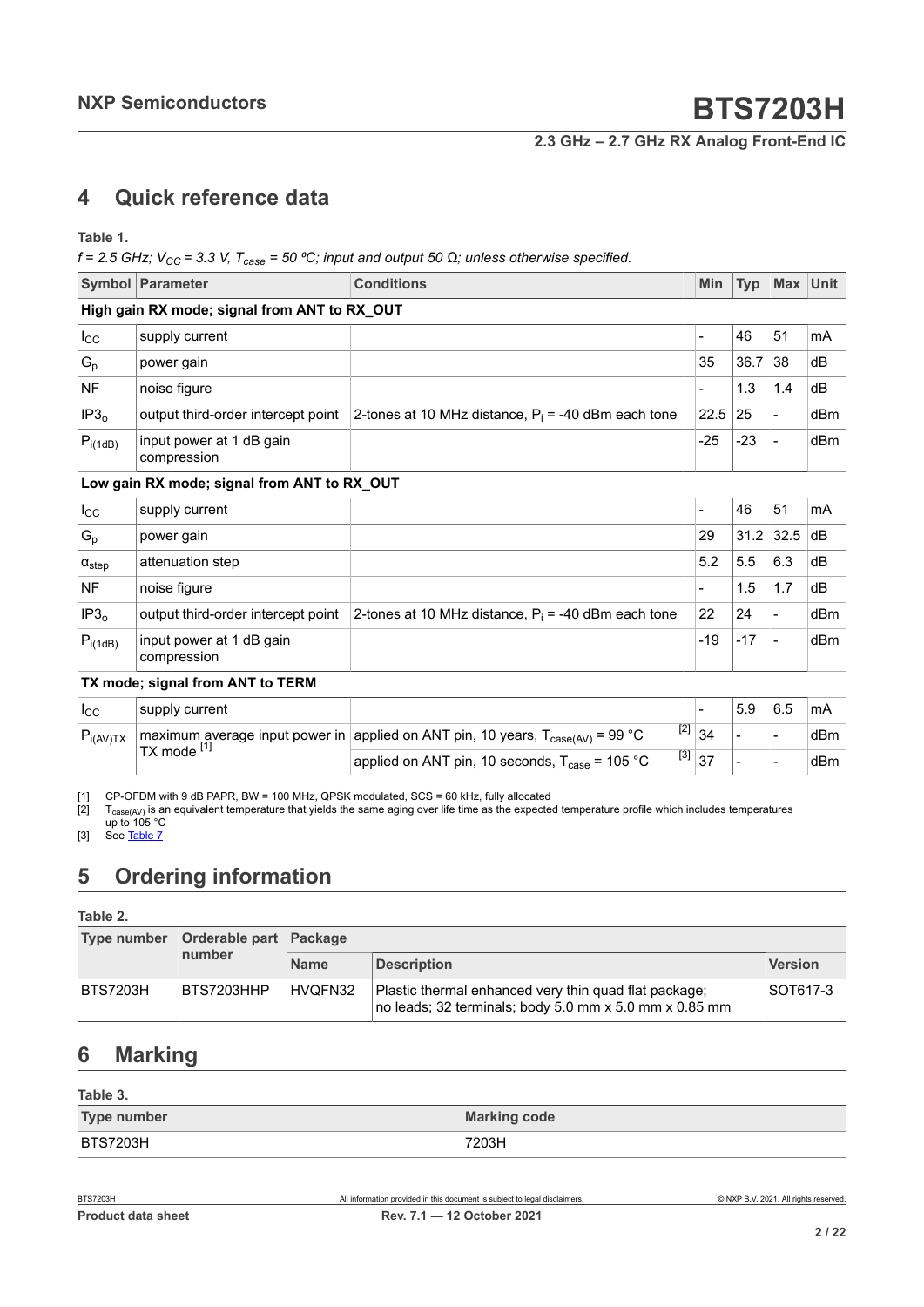## 4 Quick reference data

**Table 1.**

*f = 2.5 GHz; $V_{CC}$ = 3.3 V, $T_{case}$ = 50 ºC; input and output 50 Ω; unless otherwise specified.*

| Symbol | Parameter | Conditions | | Min | Typ | Max | Unit |
|---|---|---|---|---|---|---|---|
| **High gain RX mode; signal from ANT to RX_OUT** | | | | | | | |
| $I_{CC}$ | supply current | | | - | 46 | 51 | mA |
| $G_p$ | power gain | | | 35 | 36.7 | 38 | dB |
| NF | noise figure | | | - | 1.3 | 1.4 | dB |
| $IP3_o$ | output third-order intercept point | 2-tones at 10 MHz distance, $P_i$ = -40 dBm each tone | | 22.5 | 25 | - | dBm |
| $P_{i(1dB)}$ | input power at 1 dB gain compression | | | -25 | -23 | - | dBm |
| **Low gain RX mode; signal from ANT to RX_OUT** | | | | | | | |
| $I_{CC}$ | supply current | | | - | 46 | 51 | mA |
| $G_p$ | power gain | | | 29 | 31.2 | 32.5 | dB |
| $\alpha_{step}$ | attenuation step | | | 5.2 | 5.5 | 6.3 | dB |
| NF | noise figure | | | - | 1.5 | 1.7 | dB |
| $IP3_o$ | output third-order intercept point | 2-tones at 10 MHz distance, $P_i$ = -40 dBm each tone | | 22 | 24 | - | dBm |
| $P_{i(1dB)}$ | input power at 1 dB gain compression | | | -19 | -17 | - | dBm |
| **TX mode; signal from ANT to TERM** | | | | | | | |
| $I_{CC}$ | supply current | | | - | 5.9 | 6.5 | mA |
| $P_{i(AV)TX}$ | maximum average input power in TX mode [1] | applied on ANT pin, 10 years, $T_{case(AV)}$ = 99 °C | [2] | 34 | - | - | dBm |
| | | applied on ANT pin, 10 seconds, $T_{case}$ = 105 °C | [3] | 37 | - | - | dBm |

[1] CP-OFDM with 9 dB PAPR, BW = 100 MHz, QPSK modulated, SCS = 60 kHz, fully allocated

[2] $T_{case(AV)}$ is an equivalent temperature that yields the same aging over life time as the expected temperature profile which includes temperatures up to 105 °C

[3] See Table 7

## 5 Ordering information

**Table 2.**

| Type number | Orderable part number | Package | | |
|---|---|---|---|---|
| | | **Name** | **Description** | **Version** |
| BTS7203H | BTS7203HHP | HVQFN32 | Plastic thermal enhanced very thin quad flat package; no leads; 32 terminals; body 5.0 mm x 5.0 mm x 0.85 mm | SOT617-3 |

## 6 Marking

**Table 3.**

| Type number | Marking code |
|---|---|
| BTS7203H | 7203H |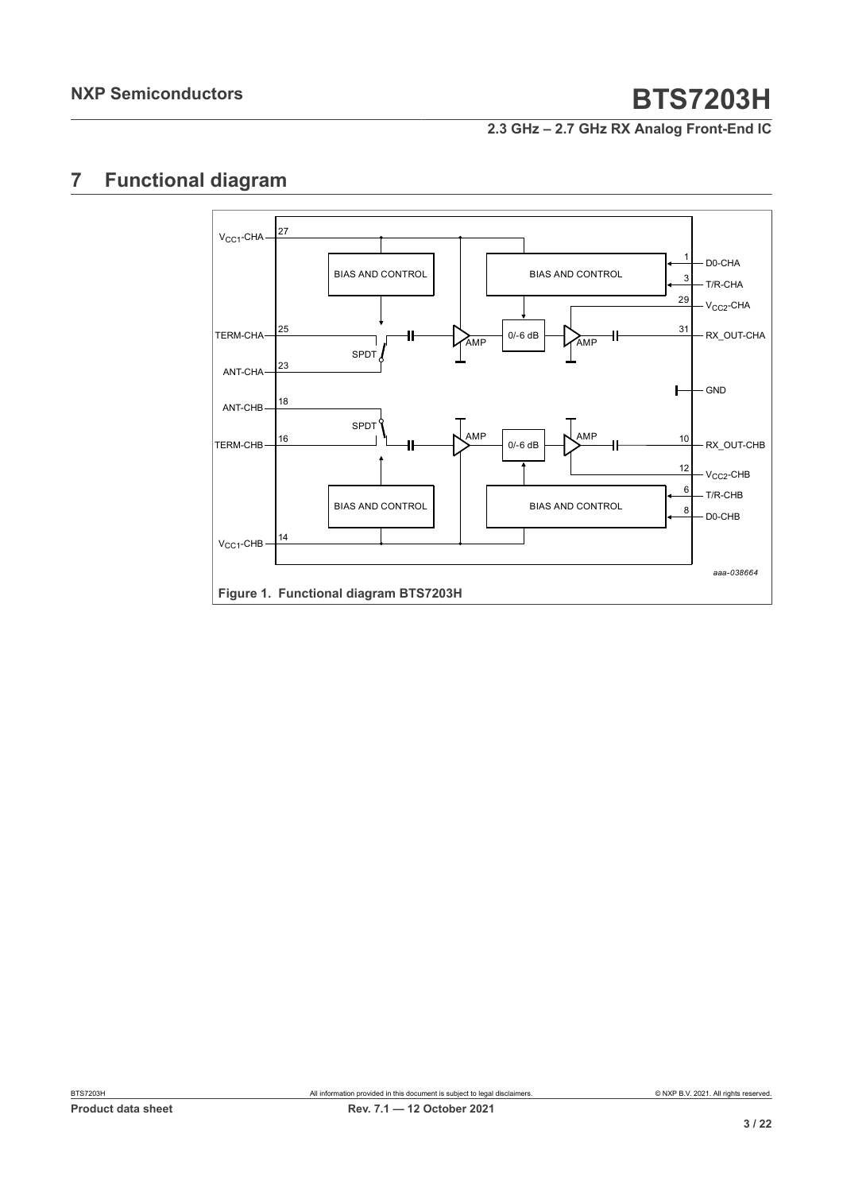## 7 Functional diagram

Figure 1. Functional diagram BTS7203H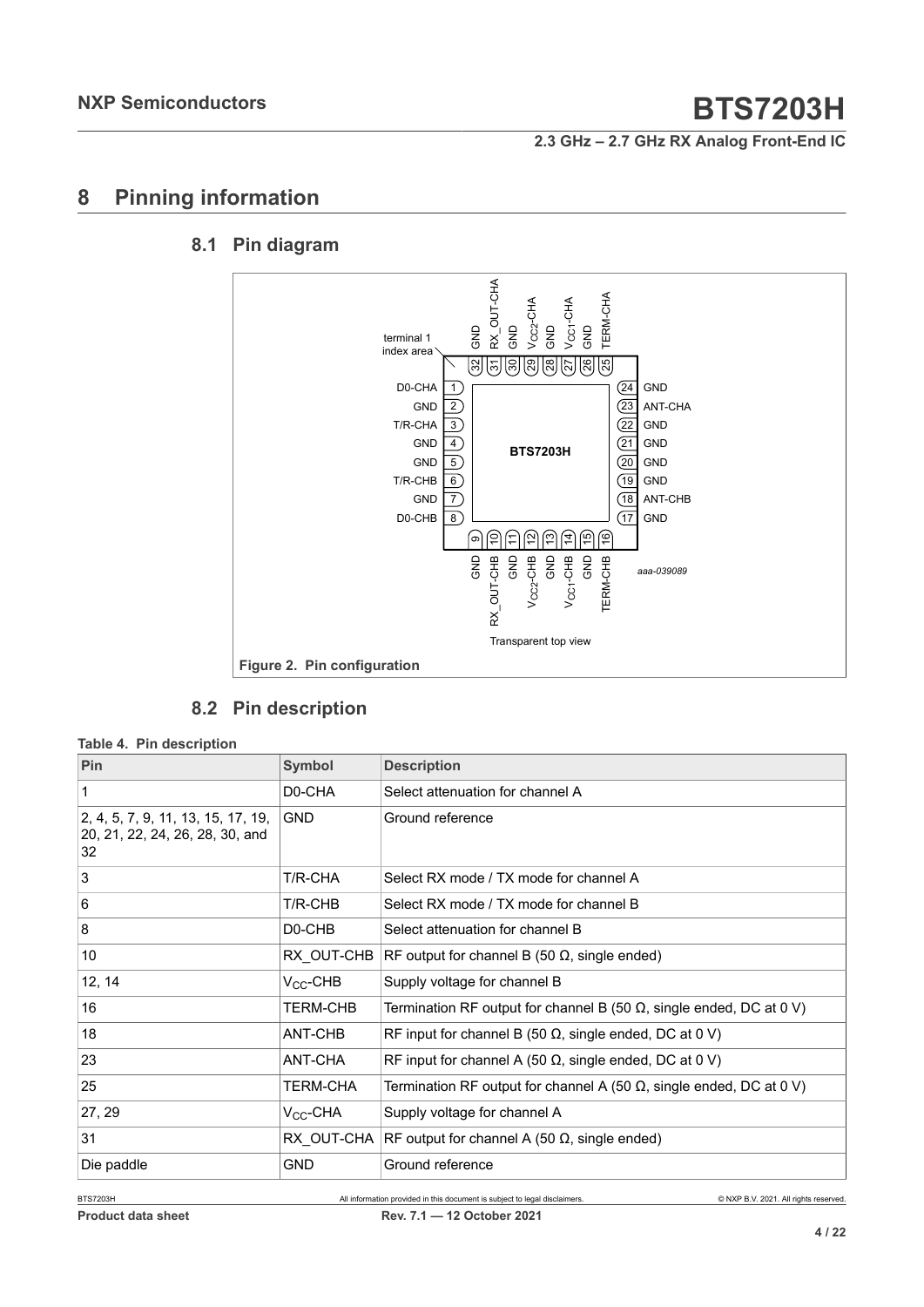# 8 Pinning information

## 8.1 Pin diagram

Figure 2. Pin configuration

## 8.2 Pin description

**Table 4. Pin description**

| Pin | Symbol | Description |
|---|---|---|
| 1 | D0-CHA | Select attenuation for channel A |
| 2, 4, 5, 7, 9, 11, 13, 15, 17, 19, 20, 21, 22, 24, 26, 28, 30, and 32 | GND | Ground reference |
| 3 | T/R-CHA | Select RX mode / TX mode for channel A |
| 6 | T/R-CHB | Select RX mode / TX mode for channel B |
| 8 | D0-CHB | Select attenuation for channel B |
| 10 | RX_OUT-CHB | RF output for channel B (50 Ω, single ended) |
| 12, 14 | $V_{CC}$-CHB | Supply voltage for channel B |
| 16 | TERM-CHB | Termination RF output for channel B (50 Ω, single ended, DC at 0 V) |
| 18 | ANT-CHB | RF input for channel B (50 Ω, single ended, DC at 0 V) |
| 23 | ANT-CHA | RF input for channel A (50 Ω, single ended, DC at 0 V) |
| 25 | TERM-CHA | Termination RF output for channel A (50 Ω, single ended, DC at 0 V) |
| 27, 29 | $V_{CC}$-CHA | Supply voltage for channel A |
| 31 | RX_OUT-CHA | RF output for channel A (50 Ω, single ended) |
| Die paddle | GND | Ground reference |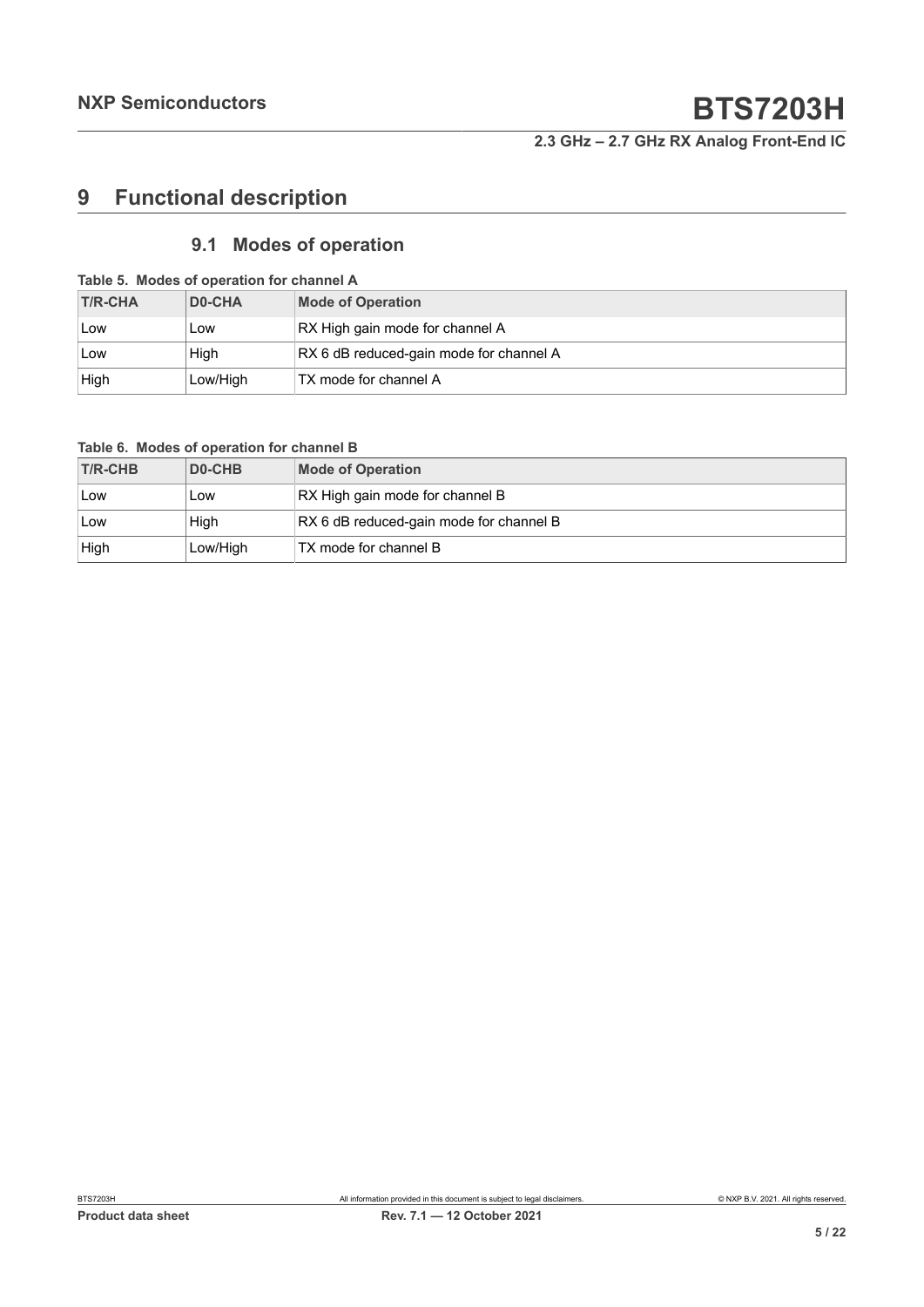# 9 Functional description

## 9.1 Modes of operation

**Table 5. Modes of operation for channel A**

| T/R-CHA | D0-CHA | Mode of Operation |
|---|---|---|
| Low | Low | RX High gain mode for channel A |
| Low | High | RX 6 dB reduced-gain mode for channel A |
| High | Low/High | TX mode for channel A |

**Table 6. Modes of operation for channel B**

| T/R-CHB | D0-CHB | Mode of Operation |
|---|---|---|
| Low | Low | RX High gain mode for channel B |
| Low | High | RX 6 dB reduced-gain mode for channel B |
| High | Low/High | TX mode for channel B |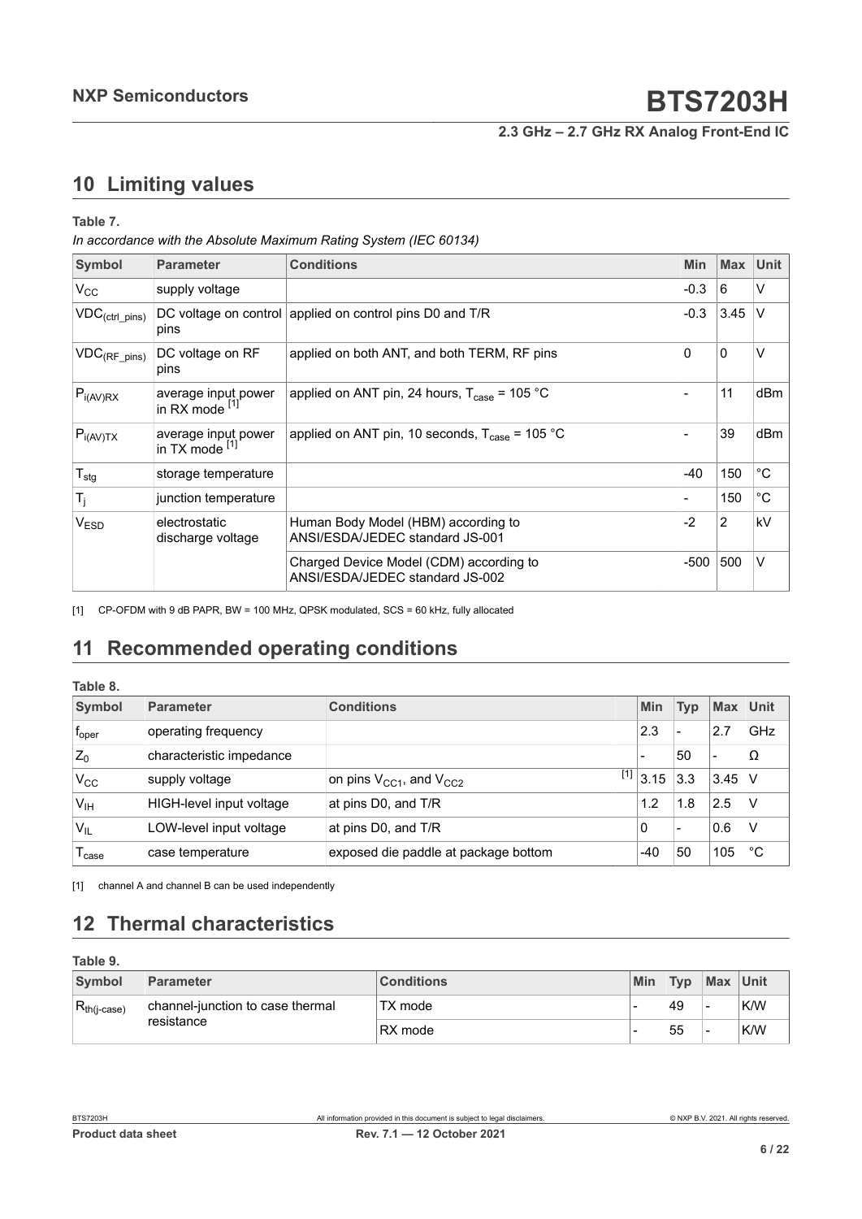## 10 Limiting values

**Table 7.**

*In accordance with the Absolute Maximum Rating System (IEC 60134)*

| Symbol | Parameter | Conditions | Min | Max | Unit |
|---|---|---|---|---|---|
| $V_{CC}$ | supply voltage | | -0.3 | 6 | V |
| $VDC_{(ctrl\_pins)}$ | DC voltage on control pins | applied on control pins D0 and T/R | -0.3 | 3.45 | V |
| $VDC_{(RF\_pins)}$ | DC voltage on RF pins | applied on both ANT, and both TERM, RF pins | 0 | 0 | V |
| $P_{i(AV)RX}$ | average input power in RX mode [1] | applied on ANT pin, 24 hours, $T_{case}$ = 105 °C | - | 11 | dBm |
| $P_{i(AV)TX}$ | average input power in TX mode [1] | applied on ANT pin, 10 seconds, $T_{case}$ = 105 °C | - | 39 | dBm |
| $T_{stg}$ | storage temperature | | -40 | 150 | °C |
| $T_j$ | junction temperature | | - | 150 | °C |
| $V_{ESD}$ | electrostatic discharge voltage | Human Body Model (HBM) according to ANSI/ESDA/JEDEC standard JS-001 | -2 | 2 | kV |
| | | Charged Device Model (CDM) according to ANSI/ESDA/JEDEC standard JS-002 | -500 | 500 | V |

[1] CP-OFDM with 9 dB PAPR, BW = 100 MHz, QPSK modulated, SCS = 60 kHz, fully allocated

## 11 Recommended operating conditions

**Table 8.**

| Symbol | Parameter | Conditions | Min | Typ | Max | Unit |
|---|---|---|---|---|---|---|
| $f_{oper}$ | operating frequency | | 2.3 | - | 2.7 | GHz |
| $Z_0$ | characteristic impedance | | - | 50 | - | Ω |
| $V_{CC}$ | supply voltage | on pins $V_{CC1}$, and $V_{CC2}$ [1] | 3.15 | 3.3 | 3.45 | V |
| $V_{IH}$ | HIGH-level input voltage | at pins D0, and T/R | 1.2 | 1.8 | 2.5 | V |
| $V_{IL}$ | LOW-level input voltage | at pins D0, and T/R | 0 | - | 0.6 | V |
| $T_{case}$ | case temperature | exposed die paddle at package bottom | -40 | 50 | 105 | °C |

[1] channel A and channel B can be used independently

## 12 Thermal characteristics

**Table 9.**

| Symbol | Parameter | Conditions | Min | Typ | Max | Unit |
|---|---|---|---|---|---|---|
| $R_{th(j\text{-}case)}$ | channel-junction to case thermal resistance | TX mode | - | 49 | - | K/W |
| | | RX mode | - | 55 | - | K/W |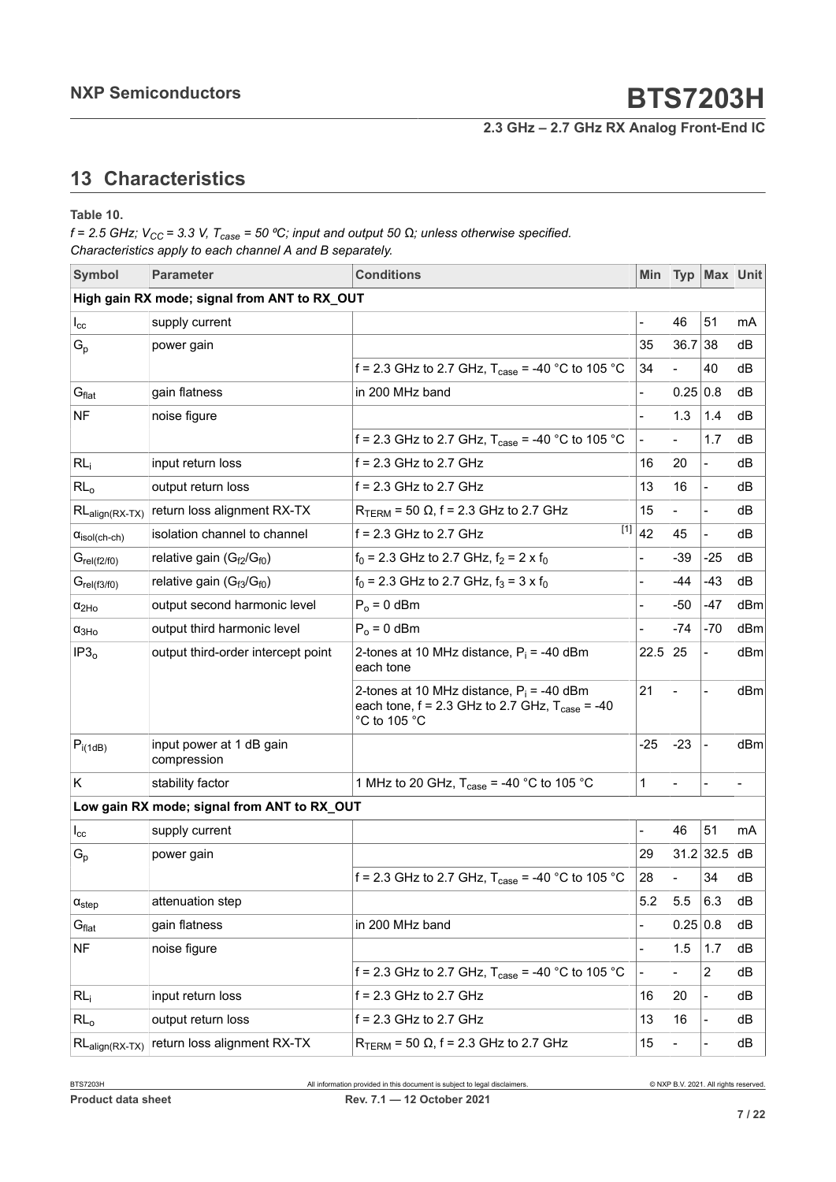# 13 Characteristics

**Table 10.**

*f = 2.5 GHz; $V_{CC}$ = 3.3 V, $T_{case}$ = 50 ºC; input and output 50 Ω; unless otherwise specified.*
*Characteristics apply to each channel A and B separately.*

| Symbol | Parameter | Conditions | Min | Typ | Max | Unit |
|---|---|---|---|---|---|---|
| **High gain RX mode; signal from ANT to RX_OUT** | | | | | | |
| $I_{cc}$ | supply current | | - | 46 | 51 | mA |
| $G_p$ | power gain | | 35 | 36.7 | 38 | dB |
| | | f = 2.3 GHz to 2.7 GHz, $T_{case}$ = -40 °C to 105 °C | 34 | - | 40 | dB |
| $G_{flat}$ | gain flatness | in 200 MHz band | - | 0.25 | 0.8 | dB |
| NF | noise figure | | - | 1.3 | 1.4 | dB |
| | | f = 2.3 GHz to 2.7 GHz, $T_{case}$ = -40 °C to 105 °C | - | - | 1.7 | dB |
| $RL_i$ | input return loss | f = 2.3 GHz to 2.7 GHz | 16 | 20 | - | dB |
| $RL_o$ | output return loss | f = 2.3 GHz to 2.7 GHz | 13 | 16 | - | dB |
| $RL_{align(RX-TX)}$ | return loss alignment RX-TX | $R_{TERM}$ = 50 Ω, f = 2.3 GHz to 2.7 GHz | 15 | - | - | dB |
| $\alpha_{isol(ch-ch)}$ | isolation channel to channel | f = 2.3 GHz to 2.7 GHz [1] | 42 | 45 | - | dB |
| $G_{rel(f2/f0)}$ | relative gain ($G_{f2}/G_{f0}$) | $f_0$ = 2.3 GHz to 2.7 GHz, $f_2$ = 2 x $f_0$ | - | -39 | -25 | dB |
| $G_{rel(f3/f0)}$ | relative gain ($G_{f3}/G_{f0}$) | $f_0$ = 2.3 GHz to 2.7 GHz, $f_3$ = 3 x $f_0$ | - | -44 | -43 | dB |
| $\alpha_{2Ho}$ | output second harmonic level | $P_o$ = 0 dBm | - | -50 | -47 | dBm |
| $\alpha_{3Ho}$ | output third harmonic level | $P_o$ = 0 dBm | - | -74 | -70 | dBm |
| $IP3_o$ | output third-order intercept point | 2-tones at 10 MHz distance, $P_i$ = -40 dBm each tone | 22.5 | 25 | - | dBm |
| | | 2-tones at 10 MHz distance, $P_i$ = -40 dBm each tone, f = 2.3 GHz to 2.7 GHz, $T_{case}$ = -40 °C to 105 °C | 21 | - | - | dBm |
| $P_{i(1dB)}$ | input power at 1 dB gain compression | | -25 | -23 | - | dBm |
| K | stability factor | 1 MHz to 20 GHz, $T_{case}$ = -40 °C to 105 °C | 1 | - | - | - |
| **Low gain RX mode; signal from ANT to RX_OUT** | | | | | | |
| $I_{cc}$ | supply current | | - | 46 | 51 | mA |
| $G_p$ | power gain | | 29 | 31.2 | 32.5 | dB |
| | | f = 2.3 GHz to 2.7 GHz, $T_{case}$ = -40 °C to 105 °C | 28 | - | 34 | dB |
| $\alpha_{step}$ | attenuation step | | 5.2 | 5.5 | 6.3 | dB |
| $G_{flat}$ | gain flatness | in 200 MHz band | - | 0.25 | 0.8 | dB |
| NF | noise figure | | - | 1.5 | 1.7 | dB |
| | | f = 2.3 GHz to 2.7 GHz, $T_{case}$ = -40 °C to 105 °C | - | - | 2 | dB |
| $RL_i$ | input return loss | f = 2.3 GHz to 2.7 GHz | 16 | 20 | - | dB |
| $RL_o$ | output return loss | f = 2.3 GHz to 2.7 GHz | 13 | 16 | - | dB |
| $RL_{align(RX-TX)}$ | return loss alignment RX-TX | $R_{TERM}$ = 50 Ω, f = 2.3 GHz to 2.7 GHz | 15 | - | - | dB |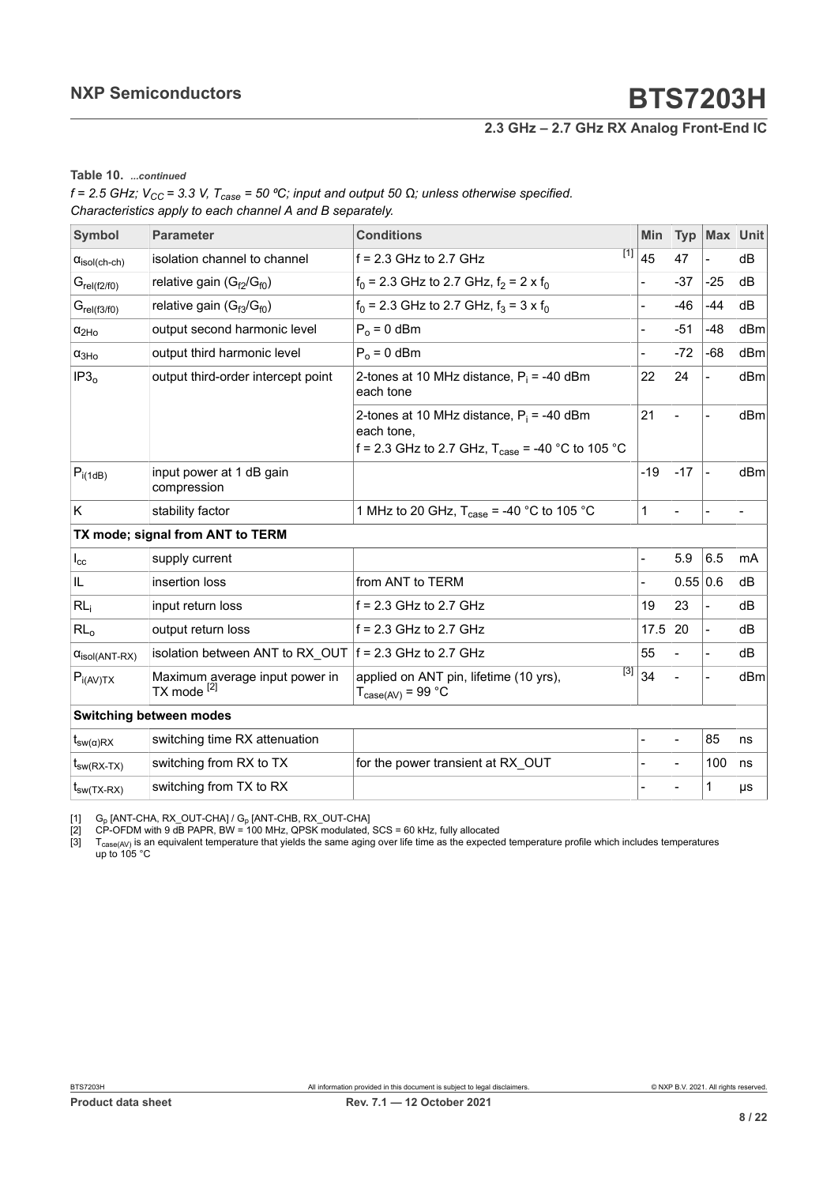**Table 10.** *...continued*

*f = 2.5 GHz; $V_{CC}$ = 3.3 V, $T_{case}$ = 50 ºC; input and output 50 Ω; unless otherwise specified. Characteristics apply to each channel A and B separately.*

| Symbol | Parameter | Conditions | Min | Typ | Max | Unit |
|---|---|---|---|---|---|---|
| $\alpha_{isol(ch-ch)}$ | isolation channel to channel | f = 2.3 GHz to 2.7 GHz [1] | 45 | 47 | - | dB |
| $G_{rel(f2/f0)}$ | relative gain ($G_{f2}/G_{f0}$) | $f_0$ = 2.3 GHz to 2.7 GHz, $f_2$ = 2 x $f_0$ | - | -37 | -25 | dB |
| $G_{rel(f3/f0)}$ | relative gain ($G_{f3}/G_{f0}$) | $f_0$ = 2.3 GHz to 2.7 GHz, $f_3$ = 3 x $f_0$ | - | -46 | -44 | dB |
| $\alpha_{2Ho}$ | output second harmonic level | $P_o$ = 0 dBm | - | -51 | -48 | dBm |
| $\alpha_{3Ho}$ | output third harmonic level | $P_o$ = 0 dBm | - | -72 | -68 | dBm |
| $IP3_o$ | output third-order intercept point | 2-tones at 10 MHz distance, $P_i$ = -40 dBm each tone | 22 | 24 | - | dBm |
| | | 2-tones at 10 MHz distance, $P_i$ = -40 dBm each tone, f = 2.3 GHz to 2.7 GHz, $T_{case}$ = -40 °C to 105 °C | 21 | - | - | dBm |
| $P_{i(1dB)}$ | input power at 1 dB gain compression | | -19 | -17 | - | dBm |
| K | stability factor | 1 MHz to 20 GHz, $T_{case}$ = -40 °C to 105 °C | 1 | - | - | - |
| **TX mode; signal from ANT to TERM** | | | | | | |
| $I_{cc}$ | supply current | | - | 5.9 | 6.5 | mA |
| IL | insertion loss | from ANT to TERM | - | 0.55 | 0.6 | dB |
| $RL_i$ | input return loss | f = 2.3 GHz to 2.7 GHz | 19 | 23 | - | dB |
| $RL_o$ | output return loss | f = 2.3 GHz to 2.7 GHz | 17.5 | 20 | - | dB |
| $\alpha_{isol(ANT-RX)}$ | isolation between ANT to RX_OUT | f = 2.3 GHz to 2.7 GHz | 55 | - | - | dB |
| $P_{i(AV)TX}$ | Maximum average input power in TX mode [2] | applied on ANT pin, lifetime (10 yrs), $T_{case(AV)}$ = 99 °C [3] | 34 | - | - | dBm |
| **Switching between modes** | | | | | | |
| $t_{sw(\alpha)RX}$ | switching time RX attenuation | | - | - | 85 | ns |
| $t_{sw(RX-TX)}$ | switching from RX to TX | for the power transient at RX_OUT | - | - | 100 | ns |
| $t_{sw(TX-RX)}$ | switching from TX to RX | | - | - | 1 | μs |

[1] $G_p$ [ANT-CHA, RX_OUT-CHA] / $G_p$ [ANT-CHB, RX_OUT-CHA]

[2] CP-OFDM with 9 dB PAPR, BW = 100 MHz, QPSK modulated, SCS = 60 kHz, fully allocated

[3] $T_{case(AV)}$ is an equivalent temperature that yields the same aging over life time as the expected temperature profile which includes temperatures up to 105 °C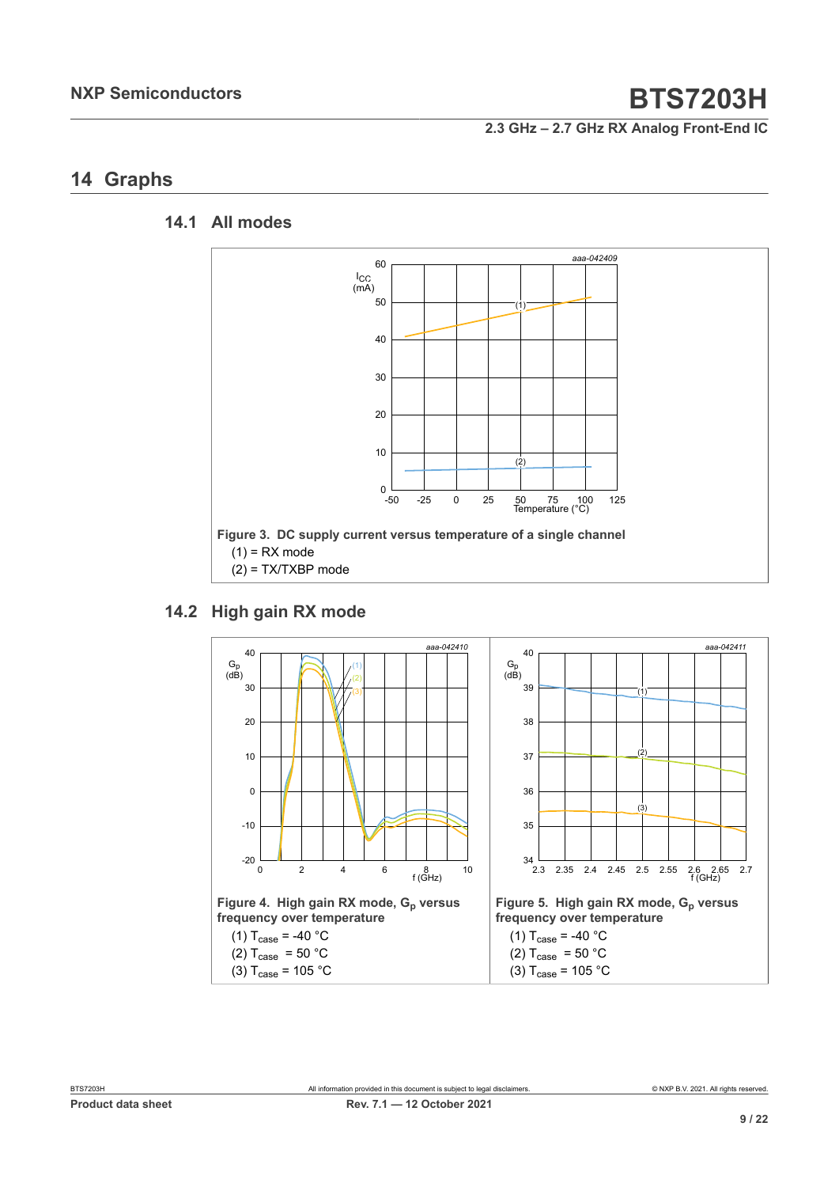# 14 Graphs

## 14.1 All modes

**Figure 3. DC supply current versus temperature of a single channel**

(1) = RX mode

(2) = TX/TXBP mode

## 14.2 High gain RX mode

**Figure 4. High gain RX mode, $G_p$ versus frequency over temperature**

(1) $T_{case}$ = -40 °C

(2) $T_{case}$ = 50 °C

(3) $T_{case}$ = 105 °C

**Figure 5. High gain RX mode, $G_p$ versus frequency over temperature**

(1) $T_{case}$ = -40 °C

(2) $T_{case}$ = 50 °C

(3) $T_{case}$ = 105 °C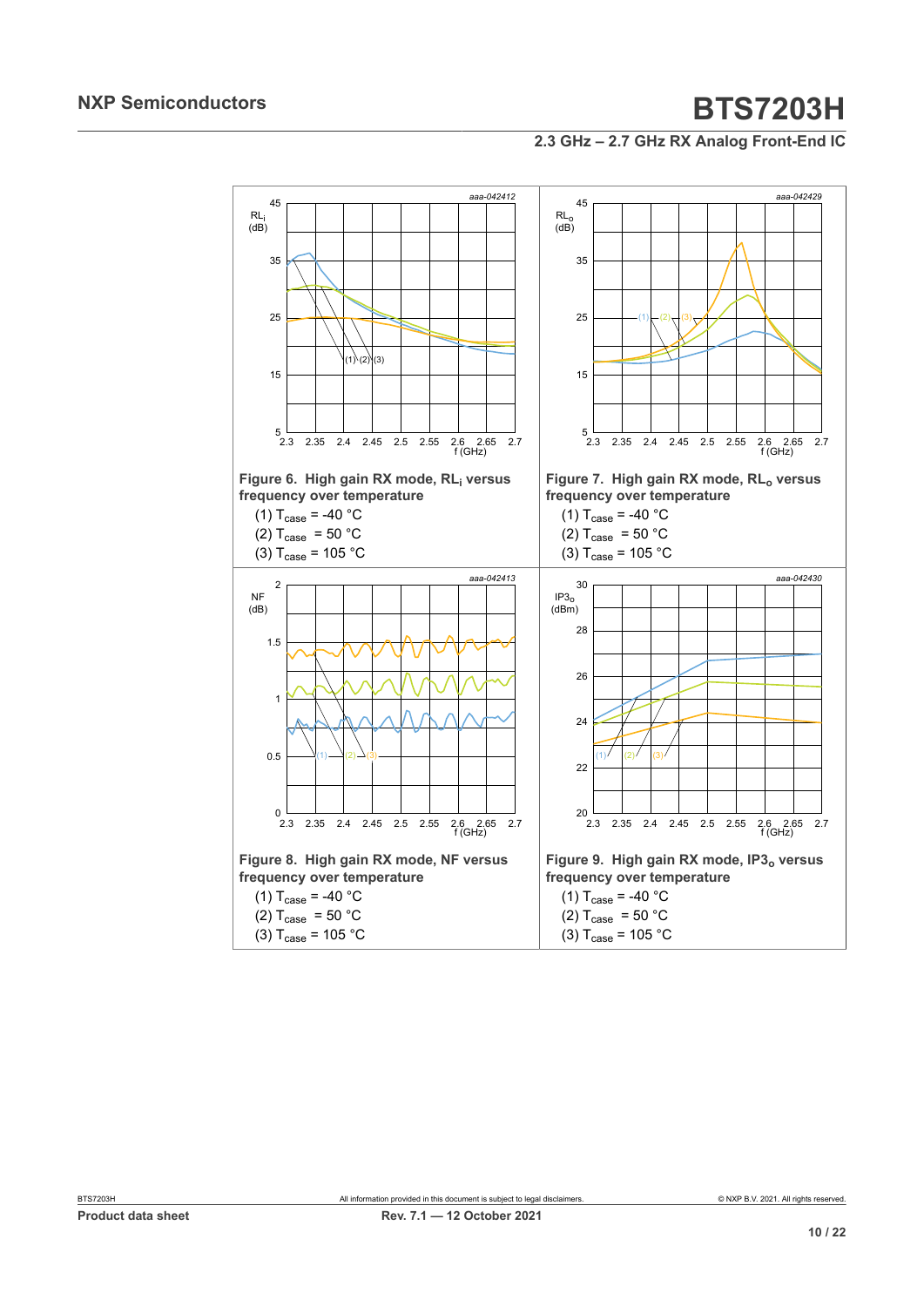Figure 6. High gain RX mode, $RL_i$ versus frequency over temperature

(1) $T_{case}$ = -40 °C

(2) $T_{case}$ = 50 °C

(3) $T_{case}$ = 105 °C

Figure 7. High gain RX mode, $RL_o$ versus frequency over temperature

(1) $T_{case}$ = -40 °C

(2) $T_{case}$ = 50 °C

(3) $T_{case}$ = 105 °C

Figure 8. High gain RX mode, NF versus frequency over temperature

(1) $T_{case}$ = -40 °C

(2) $T_{case}$ = 50 °C

(3) $T_{case}$ = 105 °C

Figure 9. High gain RX mode, $IP3_o$ versus frequency over temperature

(1) $T_{case}$ = -40 °C

(2) $T_{case}$ = 50 °C

(3) $T_{case}$ = 105 °C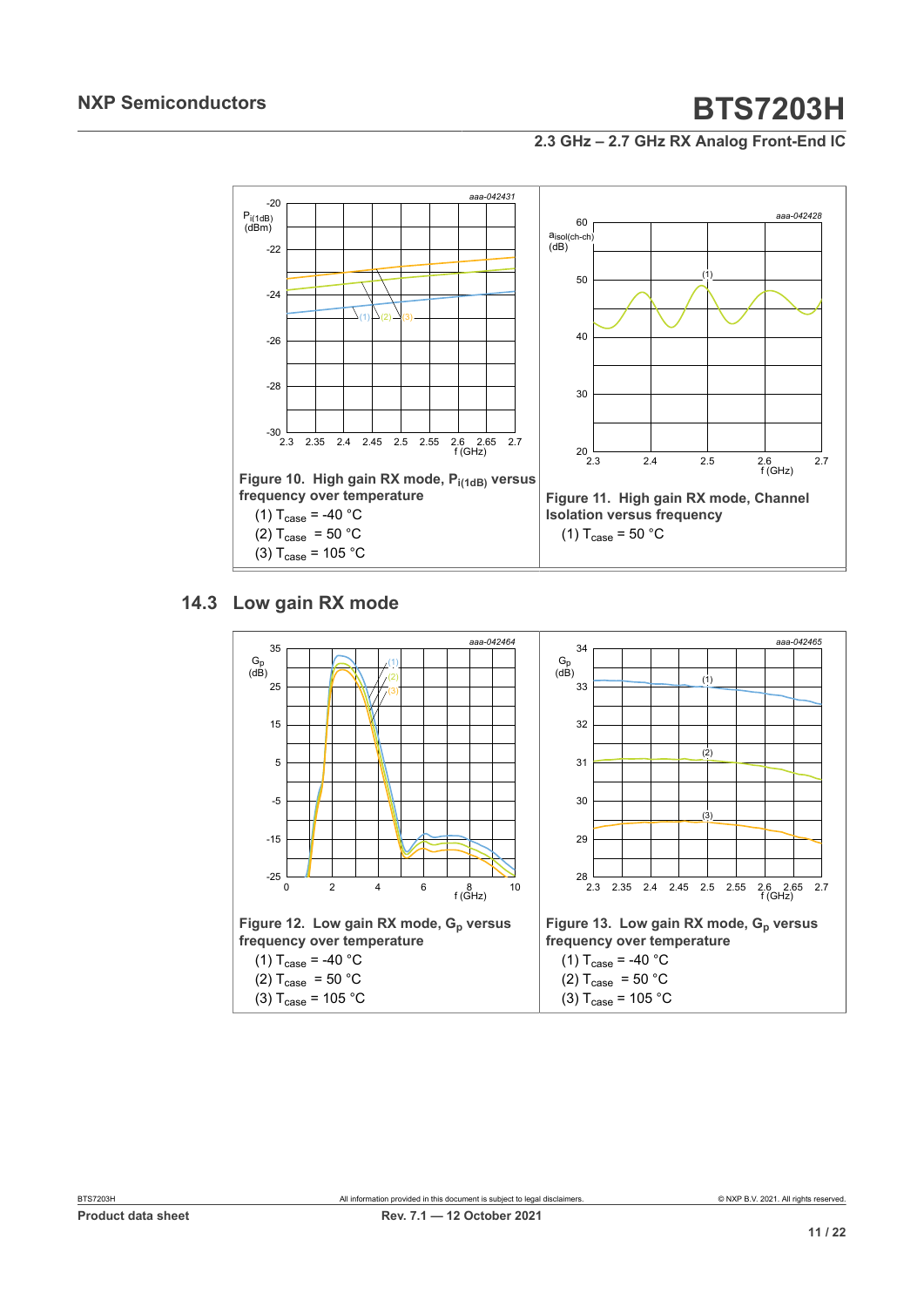**Figure 10. High gain RX mode, $P_{i(1dB)}$ versus frequency over temperature**

(1) $T_{case}$ = -40 °C

(2) $T_{case}$ = 50 °C

(3) $T_{case}$ = 105 °C

**Figure 11. High gain RX mode, Channel Isolation versus frequency**

(1) $T_{case}$ = 50 °C

## 14.3 Low gain RX mode

**Figure 12. Low gain RX mode, $G_p$ versus frequency over temperature**

(1) $T_{case}$ = -40 °C

(2) $T_{case}$ = 50 °C

(3) $T_{case}$ = 105 °C

**Figure 13. Low gain RX mode, $G_p$ versus frequency over temperature**

(1) $T_{case}$ = -40 °C

(2) $T_{case}$ = 50 °C

(3) $T_{case}$ = 105 °C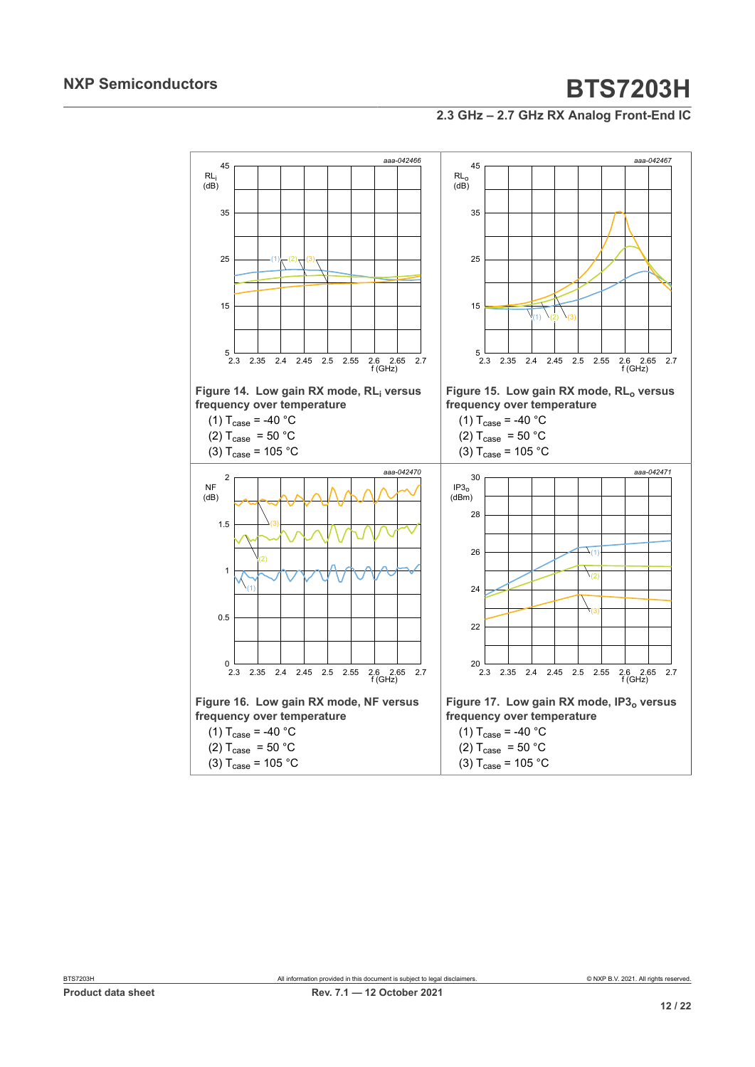Figure 14. Low gain RX mode, $RL_i$ versus frequency over temperature

(1) $T_{case}$ = -40 °C

(2) $T_{case}$ = 50 °C

(3) $T_{case}$ = 105 °C

Figure 15. Low gain RX mode, $RL_o$ versus frequency over temperature

(1) $T_{case}$ = -40 °C

(2) $T_{case}$ = 50 °C

(3) $T_{case}$ = 105 °C

Figure 16. Low gain RX mode, NF versus frequency over temperature

(1) $T_{case}$ = -40 °C

(2) $T_{case}$ = 50 °C

(3) $T_{case}$ = 105 °C

Figure 17. Low gain RX mode, $IP3_o$ versus frequency over temperature

(1) $T_{case}$ = -40 °C

(2) $T_{case}$ = 50 °C

(3) $T_{case}$ = 105 °C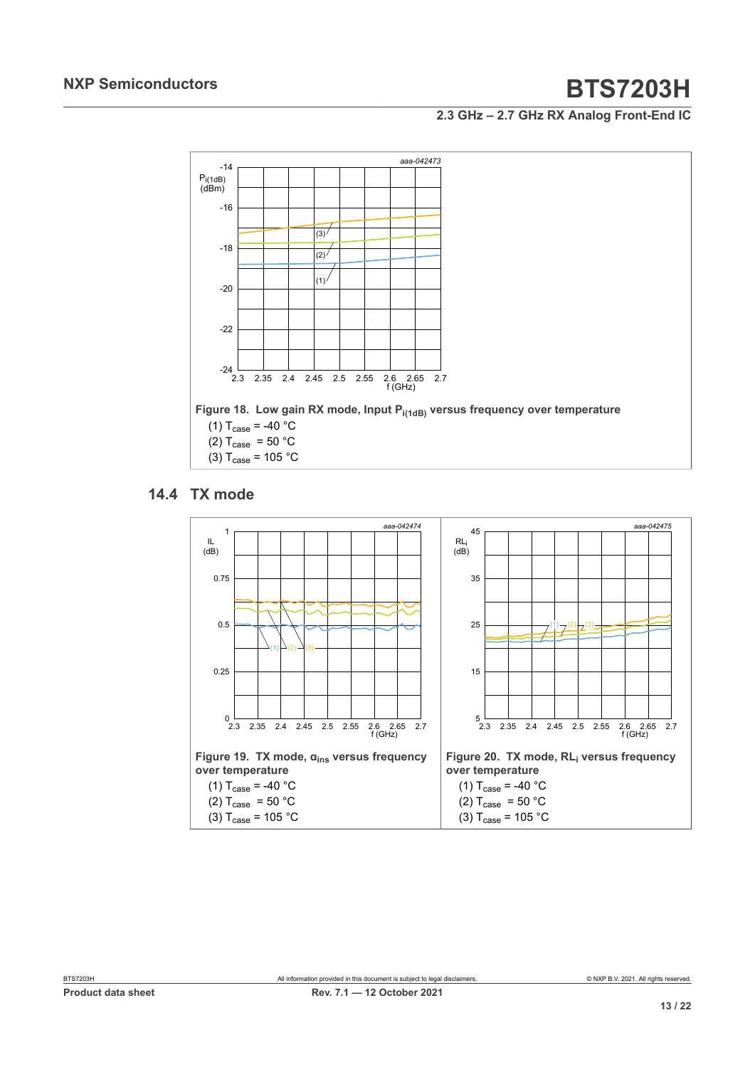Figure 18. Low gain RX mode, Input $P_{i(1dB)}$ versus frequency over temperature

(1) $T_{case}$ = -40 °C

(2) $T_{case}$ = 50 °C

(3) $T_{case}$ = 105 °C

## 14.4 TX mode

Figure 19. TX mode, $\alpha_{ins}$ versus frequency over temperature

(1) $T_{case}$ = -40 °C

(2) $T_{case}$ = 50 °C

(3) $T_{case}$ = 105 °C

Figure 20. TX mode, $RL_i$ versus frequency over temperature

(1) $T_{case}$ = -40 °C

(2) $T_{case}$ = 50 °C

(3) $T_{case}$ = 105 °C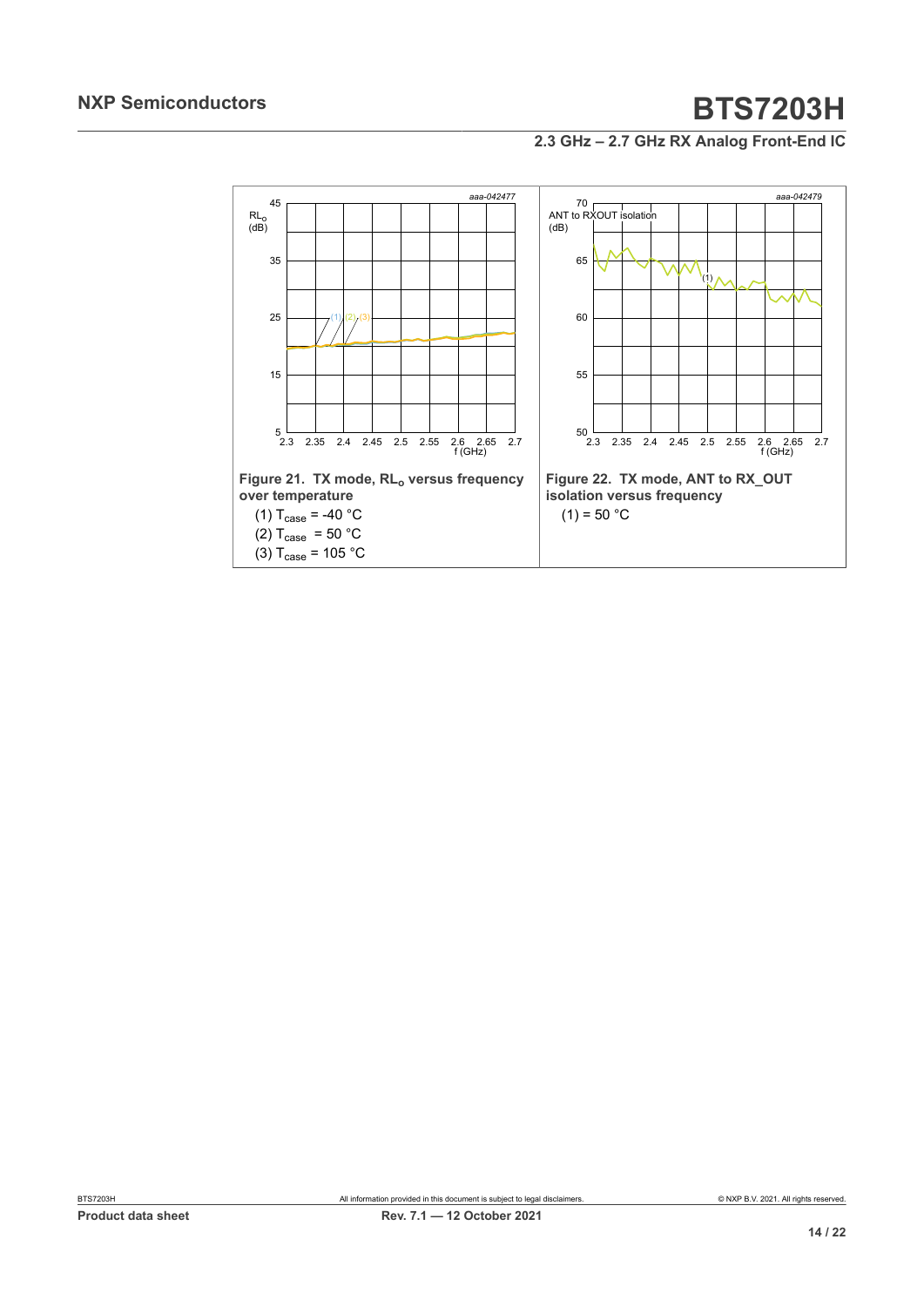**Figure 21. TX mode, $RL_o$ versus frequency over temperature**

(1) $T_{case}$ = -40 °C

(2) $T_{case}$ = 50 °C

(3) $T_{case}$ = 105 °C

**Figure 22. TX mode, ANT to RX_OUT isolation versus frequency**

(1) = 50 °C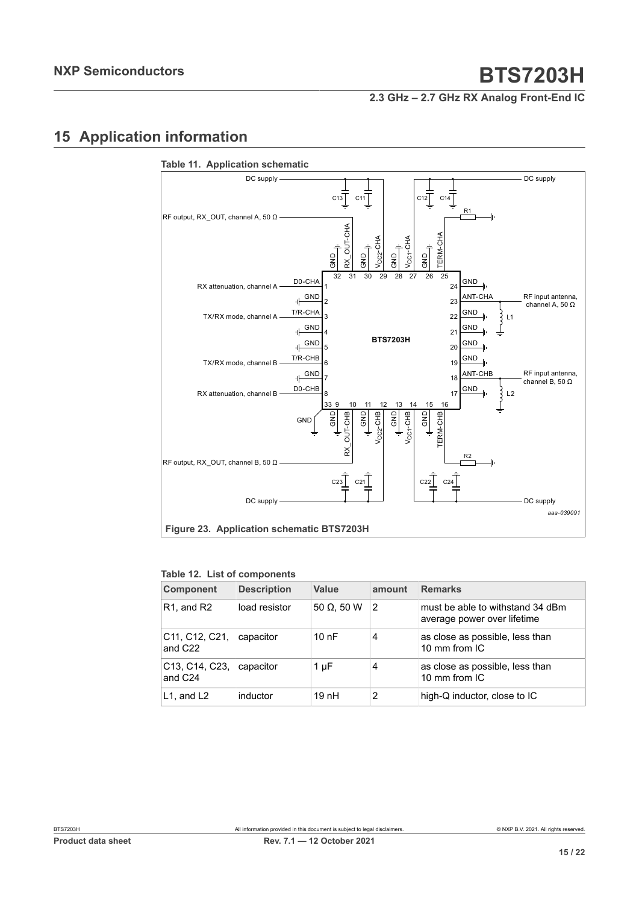# 15 Application information

**Table 11. Application schematic**

**Figure 23. Application schematic BTS7203H**

**Table 12. List of components**

| Component | Description | Value | amount | Remarks |
|---|---|---|---|---|
| R1, and R2 | load resistor | 50 Ω, 50 W | 2 | must be able to withstand 34 dBm average power over lifetime |
| C11, C12, C21, and C22 | capacitor | 10 nF | 4 | as close as possible, less than 10 mm from IC |
| C13, C14, C23, and C24 | capacitor | 1 μF | 4 | as close as possible, less than 10 mm from IC |
| L1, and L2 | inductor | 19 nH | 2 | high-Q inductor, close to IC |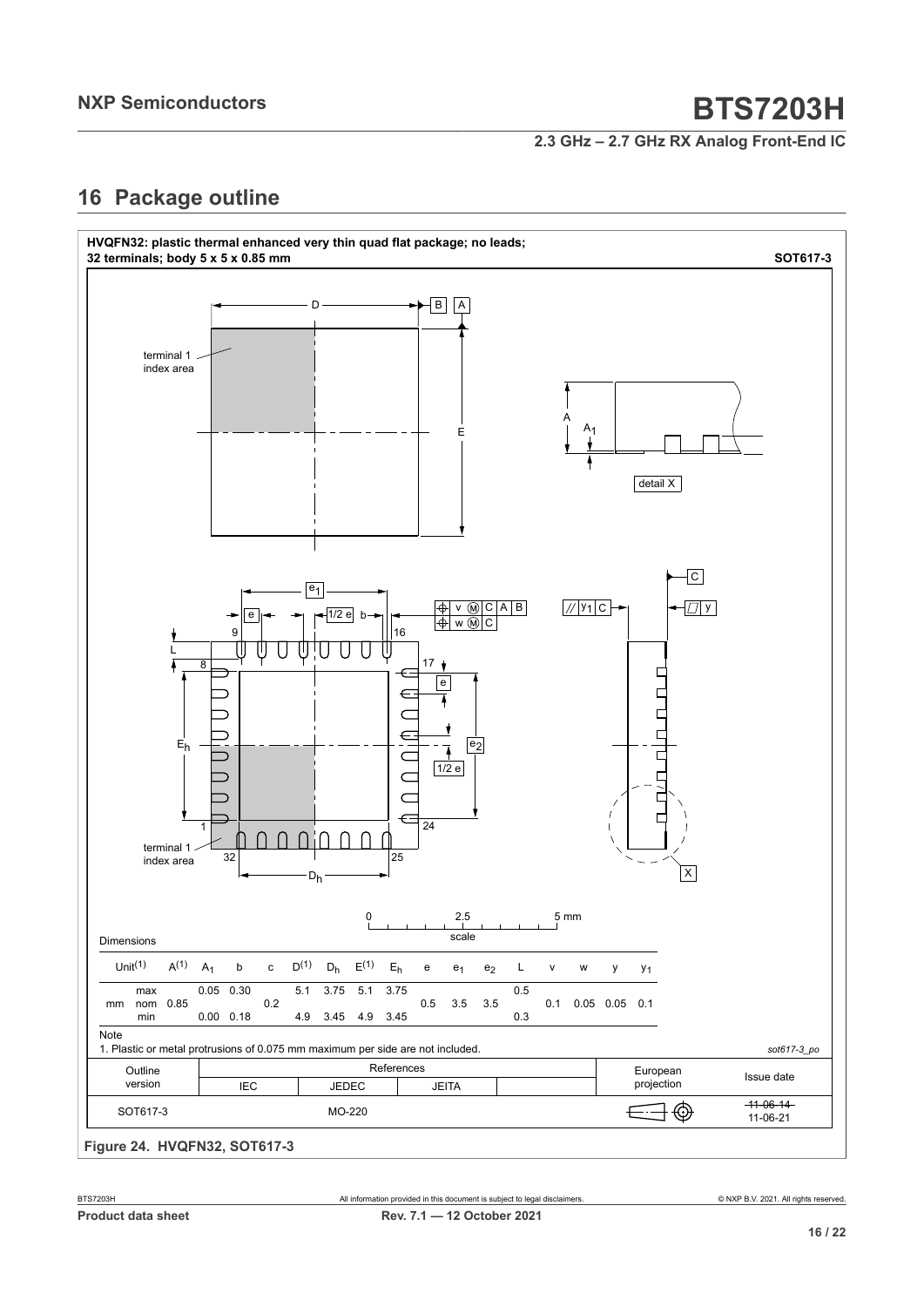## 16 Package outline

**HVQFN32: plastic thermal enhanced very thin quad flat package; no leads; 32 terminals; body 5 x 5 x 0.85 mm** **SOT617-3**

Dimensions

| Unit[1] | | $A^{(1)}$ | $A_1$ | b | c | $D^{(1)}$ | $D_h$ | $E^{(1)}$ | $E_h$ | e | $e_1$ | $e_2$ | L | v | w | y | $y_1$ |
|---|---|---|---|---|---|---|---|---|---|---|---|---|---|---|---|---|---|
| mm | max | | 0.05 | 0.30 | | 5.1 | 3.75 | 5.1 | 3.75 | | | | 0.5 | | | | |
| | nom | 0.85 | | | 0.2 | | | | | 0.5 | 3.5 | 3.5 | | 0.1 | 0.05 | 0.05 | 0.1 |
| | min | | 0.00 | 0.18 | | 4.9 | 3.45 | 4.9 | 3.45 | | | | 0.3 | | | | |

Note

1. Plastic or metal protrusions of 0.075 mm maximum per side are not included.

*sot617-3_po*

| Outline version | References IEC | References JEDEC | References JEITA | | European projection | Issue date |
|---|---|---|---|---|---|---|
| SOT617-3 | | MO-220 | | | | ~~11-06-14~~ 11-06-21 |

**Figure 24. HVQFN32, SOT617-3**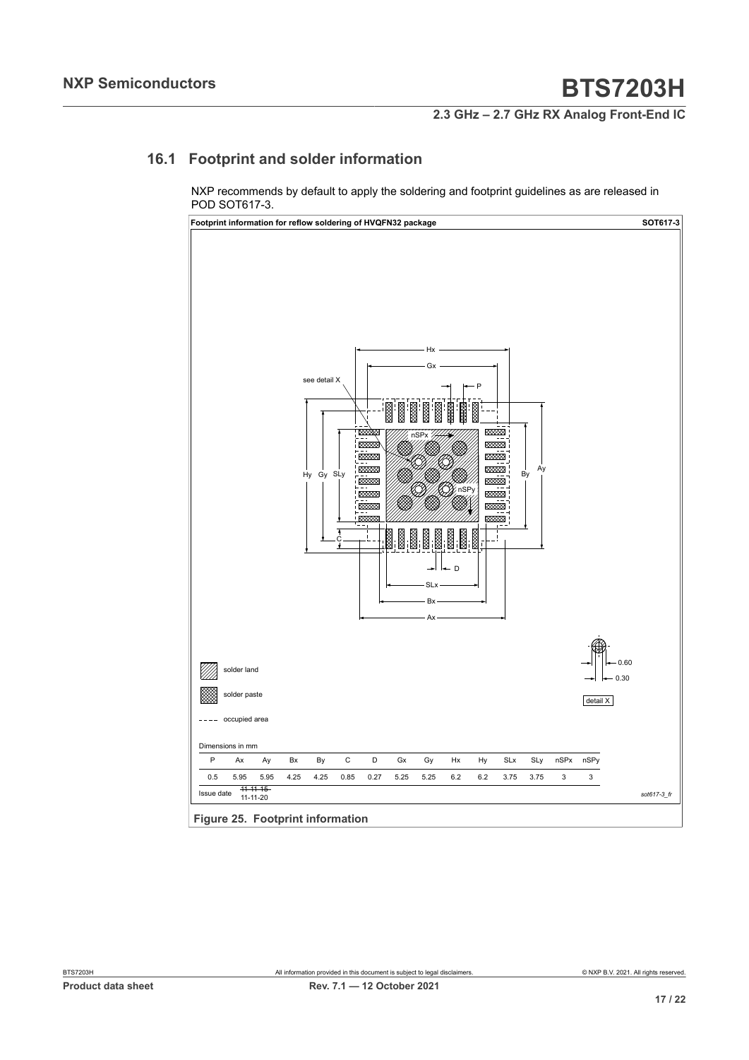## 16.1 Footprint and solder information

NXP recommends by default to apply the soldering and footprint guidelines as are released in POD SOT617-3.

**Footprint information for reflow soldering of HVQFN32 package** **SOT617-3**

solder land

solder paste

occupied area

Dimensions in mm

| P | Ax | Ay | Bx | By | C | D | Gx | Gy | Hx | Hy | SLx | SLy | nSPx | nSPy |
|---|---|---|---|---|---|---|---|---|---|---|---|---|---|---|
| 0.5 | 5.95 | 5.95 | 4.25 | 4.25 | 0.85 | 0.27 | 5.25 | 5.25 | 6.2 | 6.2 | 3.75 | 3.75 | 3 | 3 |

Issue date ~~11-11-15~~ 11-11-20

*sot617-3_fr*

**Figure 25. Footprint information**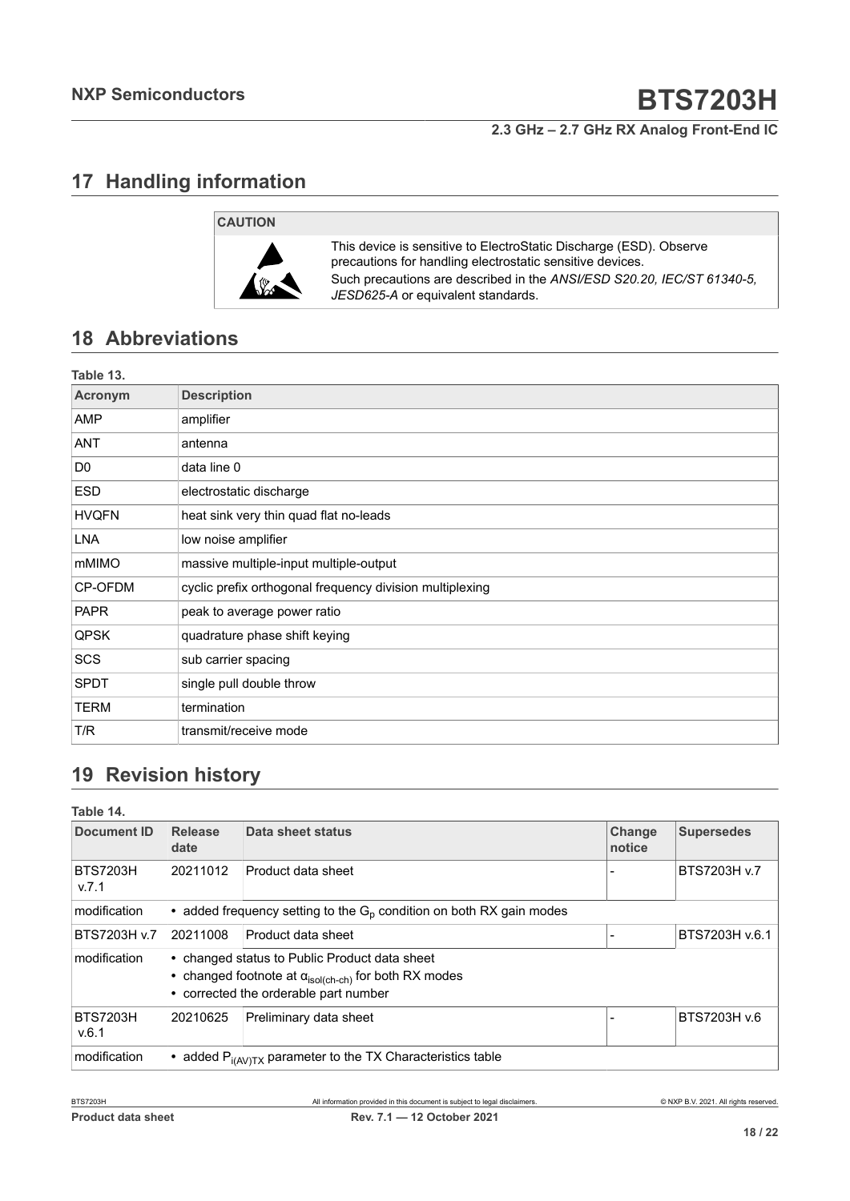# 17 Handling information

**CAUTION**

This device is sensitive to ElectroStatic Discharge (ESD). Observe precautions for handling electrostatic sensitive devices.
Such precautions are described in the *ANSI/ESD S20.20, IEC/ST 61340-5, JESD625-A* or equivalent standards.

# 18 Abbreviations

**Table 13.**

| Acronym | Description |
|---|---|
| AMP | amplifier |
| ANT | antenna |
| D0 | data line 0 |
| ESD | electrostatic discharge |
| HVQFN | heat sink very thin quad flat no-leads |
| LNA | low noise amplifier |
| mMIMO | massive multiple-input multiple-output |
| CP-OFDM | cyclic prefix orthogonal frequency division multiplexing |
| PAPR | peak to average power ratio |
| QPSK | quadrature phase shift keying |
| SCS | sub carrier spacing |
| SPDT | single pull double throw |
| TERM | termination |
| T/R | transmit/receive mode |

# 19 Revision history

**Table 14.**

| Document ID | Release date | Data sheet status | Change notice | Supersedes |
|---|---|---|---|---|
| BTS7203H v.7.1 | 20211012 | Product data sheet | - | BTS7203H v.7 |
| modification | • added frequency setting to the $G_p$ condition on both RX gain modes | | | |
| BTS7203H v.7 | 20211008 | Product data sheet | - | BTS7203H v.6.1 |
| modification | • changed status to Public Product data sheet<br>• changed footnote at $\alpha_{isol(ch-ch)}$ for both RX modes<br>• corrected the orderable part number | | | |
| BTS7203H v.6.1 | 20210625 | Preliminary data sheet | - | BTS7203H v.6 |
| modification | • added $P_{i(AV)TX}$ parameter to the TX Characteristics table | | | |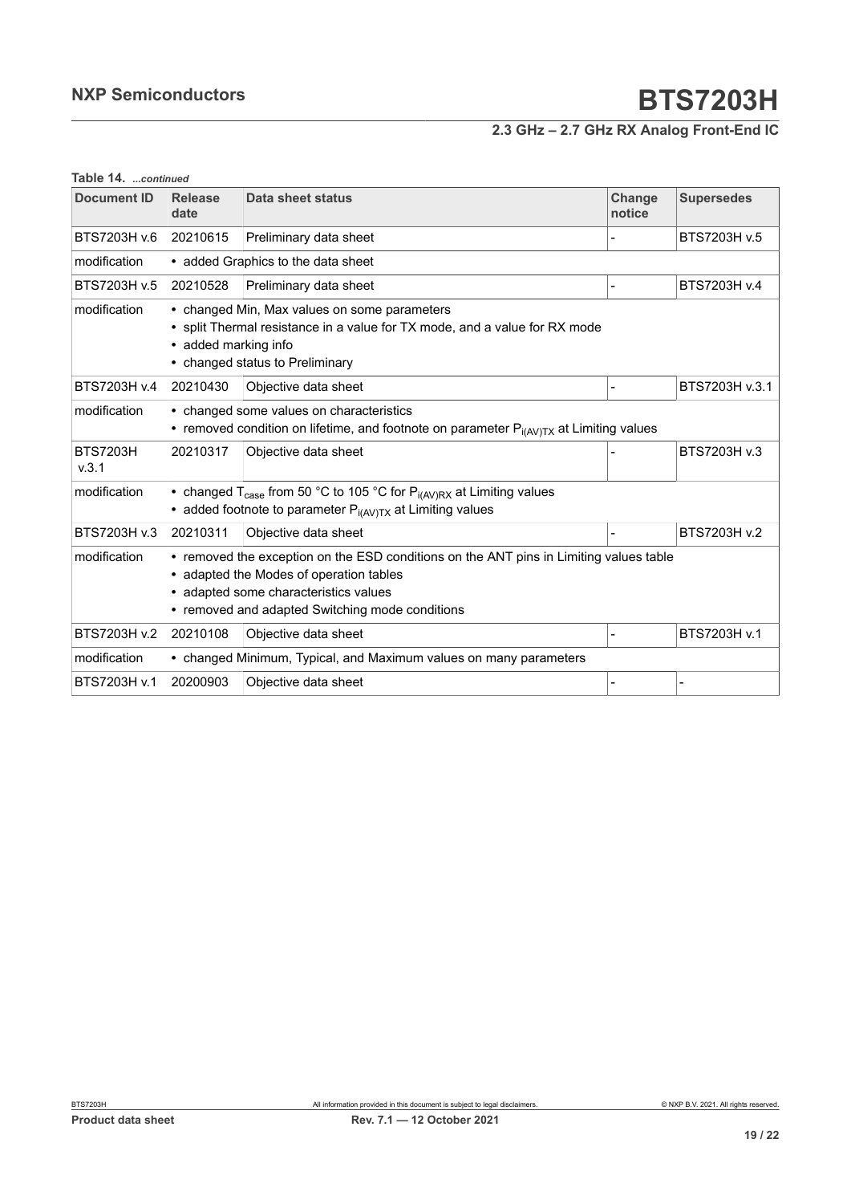**Table 14.** *...continued*

| Document ID | Release date | Data sheet status | Change notice | Supersedes |
|---|---|---|---|---|
| BTS7203H v.6 | 20210615 | Preliminary data sheet | - | BTS7203H v.5 |
| modification | • added Graphics to the data sheet | | | |
| BTS7203H v.5 | 20210528 | Preliminary data sheet | - | BTS7203H v.4 |
| modification | • changed Min, Max values on some parameters<br>• split Thermal resistance in a value for TX mode, and a value for RX mode<br>• added marking info<br>• changed status to Preliminary | | | |
| BTS7203H v.4 | 20210430 | Objective data sheet | - | BTS7203H v.3.1 |
| modification | • changed some values on characteristics<br>• removed condition on lifetime, and footnote on parameter $P_{i(AV)TX}$ at Limiting values | | | |
| BTS7203H v.3.1 | 20210317 | Objective data sheet | - | BTS7203H v.3 |
| modification | • changed $T_{case}$ from 50 °C to 105 °C for $P_{i(AV)RX}$ at Limiting values<br>• added footnote to parameter $P_{i(AV)TX}$ at Limiting values | | | |
| BTS7203H v.3 | 20210311 | Objective data sheet | - | BTS7203H v.2 |
| modification | • removed the exception on the ESD conditions on the ANT pins in Limiting values table<br>• adapted the Modes of operation tables<br>• adapted some characteristics values<br>• removed and adapted Switching mode conditions | | | |
| BTS7203H v.2 | 20210108 | Objective data sheet | - | BTS7203H v.1 |
| modification | • changed Minimum, Typical, and Maximum values on many parameters | | | |
| BTS7203H v.1 | 20200903 | Objective data sheet | - | - |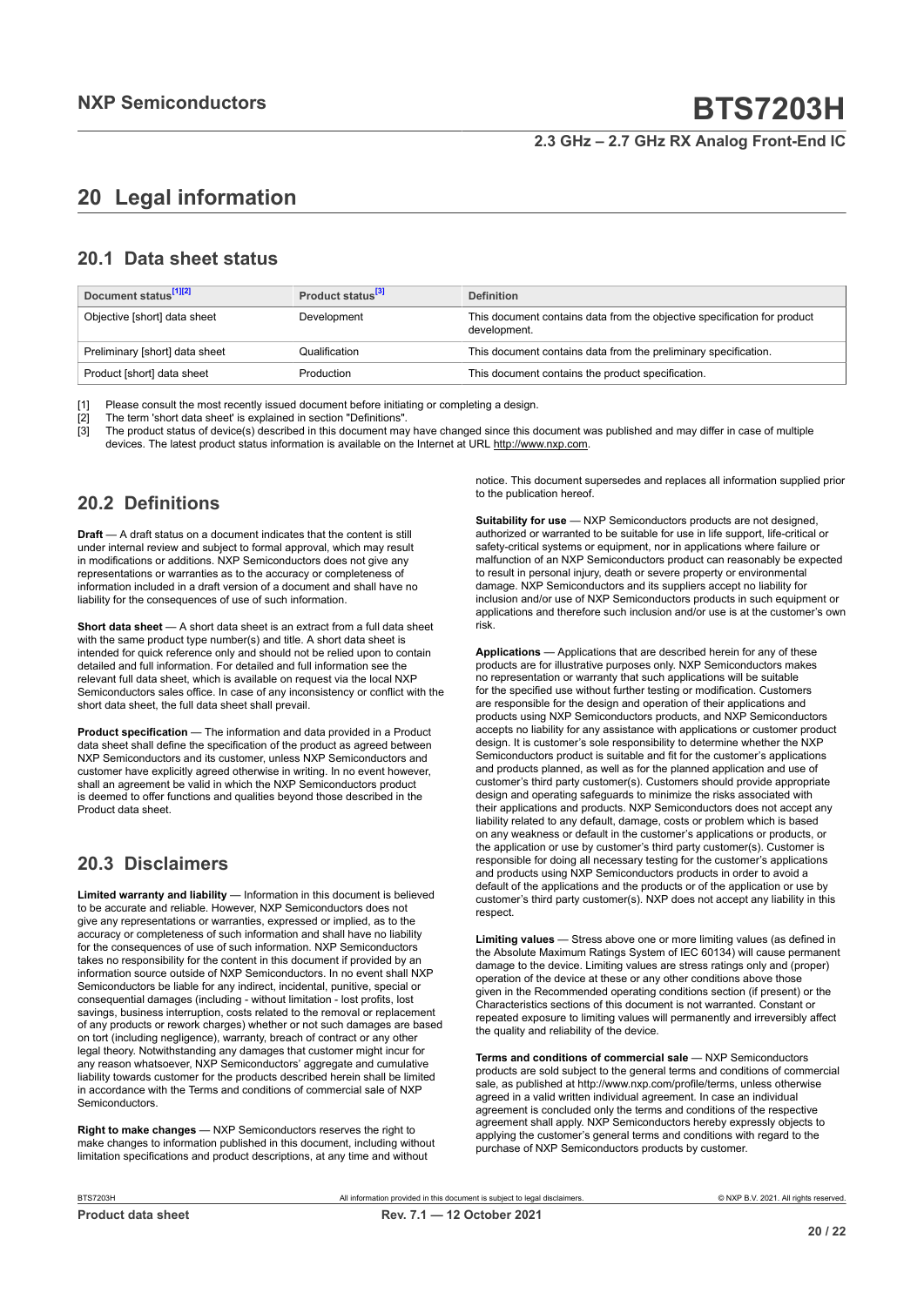# 20 Legal information

## 20.1 Data sheet status

| Document status[1][2] | Product status[3] | Definition |
|---|---|---|
| Objective [short] data sheet | Development | This document contains data from the objective specification for product development. |
| Preliminary [short] data sheet | Qualification | This document contains data from the preliminary specification. |
| Product [short] data sheet | Production | This document contains the product specification. |

[1] Please consult the most recently issued document before initiating or completing a design.
[2] The term 'short data sheet' is explained in section "Definitions".
[3] The product status of device(s) described in this document may have changed since this document was published and may differ in case of multiple devices. The latest product status information is available on the Internet at URL http://www.nxp.com.

## 20.2 Definitions

**Draft** — A draft status on a document indicates that the content is still under internal review and subject to formal approval, which may result in modifications or additions. NXP Semiconductors does not give any representations or warranties as to the accuracy or completeness of information included in a draft version of a document and shall have no liability for the consequences of use of such information.

**Short data sheet** — A short data sheet is an extract from a full data sheet with the same product type number(s) and title. A short data sheet is intended for quick reference only and should not be relied upon to contain detailed and full information. For detailed and full information see the relevant full data sheet, which is available on request via the local NXP Semiconductors sales office. In case of any inconsistency or conflict with the short data sheet, the full data sheet shall prevail.

**Product specification** — The information and data provided in a Product data sheet shall define the specification of the product as agreed between NXP Semiconductors and its customer, unless NXP Semiconductors and customer have explicitly agreed otherwise in writing. In no event however, shall an agreement be valid in which the NXP Semiconductors product is deemed to offer functions and qualities beyond those described in the Product data sheet.

## 20.3 Disclaimers

**Limited warranty and liability** — Information in this document is believed to be accurate and reliable. However, NXP Semiconductors does not give any representations or warranties, expressed or implied, as to the accuracy or completeness of such information and shall have no liability for the consequences of use of such information. NXP Semiconductors takes no responsibility for the content in this document if provided by an information source outside of NXP Semiconductors. In no event shall NXP Semiconductors be liable for any indirect, incidental, punitive, special or consequential damages (including - without limitation - lost profits, lost savings, business interruption, costs related to the removal or replacement of any products or rework charges) whether or not such damages are based on tort (including negligence), warranty, breach of contract or any other legal theory. Notwithstanding any damages that customer might incur for any reason whatsoever, NXP Semiconductors' aggregate and cumulative liability towards customer for the products described herein shall be limited in accordance with the Terms and conditions of commercial sale of NXP Semiconductors.

**Right to make changes** — NXP Semiconductors reserves the right to make changes to information published in this document, including without limitation specifications and product descriptions, at any time and without notice. This document supersedes and replaces all information supplied prior to the publication hereof.

**Suitability for use** — NXP Semiconductors products are not designed, authorized or warranted to be suitable for use in life support, life-critical or safety-critical systems or equipment, nor in applications where failure or malfunction of an NXP Semiconductors product can reasonably be expected to result in personal injury, death or severe property or environmental damage. NXP Semiconductors and its suppliers accept no liability for inclusion and/or use of NXP Semiconductors products in such equipment or applications and therefore such inclusion and/or use is at the customer's own risk.

**Applications** — Applications that are described herein for any of these products are for illustrative purposes only. NXP Semiconductors makes no representation or warranty that such applications will be suitable for the specified use without further testing or modification. Customers are responsible for the design and operation of their applications and products using NXP Semiconductors products, and NXP Semiconductors accepts no liability for any assistance with applications or customer product design. It is customer's sole responsibility to determine whether the NXP Semiconductors product is suitable and fit for the customer's applications and products planned, as well as for the planned application and use of customer's third party customer(s). Customers should provide appropriate design and operating safeguards to minimize the risks associated with their applications and products. NXP Semiconductors does not accept any liability related to any default, damage, costs or problem which is based on any weakness or default in the customer's applications or products, or the application or use by customer's third party customer(s). Customer is responsible for doing all necessary testing for the customer's applications and products using NXP Semiconductors products in order to avoid a default of the applications and the products or of the application or use by customer's third party customer(s). NXP does not accept any liability in this respect.

**Limiting values** — Stress above one or more limiting values (as defined in the Absolute Maximum Ratings System of IEC 60134) will cause permanent damage to the device. Limiting values are stress ratings only and (proper) operation of the device at these or any other conditions above those given in the Recommended operating conditions section (if present) or the Characteristics sections of this document is not warranted. Constant or repeated exposure to limiting values will permanently and irreversibly affect the quality and reliability of the device.

**Terms and conditions of commercial sale** — NXP Semiconductors products are sold subject to the general terms and conditions of commercial sale, as published at http://www.nxp.com/profile/terms, unless otherwise agreed in a valid written individual agreement. In case an individual agreement is concluded only the terms and conditions of the respective agreement shall apply. NXP Semiconductors hereby expressly objects to applying the customer's general terms and conditions with regard to the purchase of NXP Semiconductors products by customer.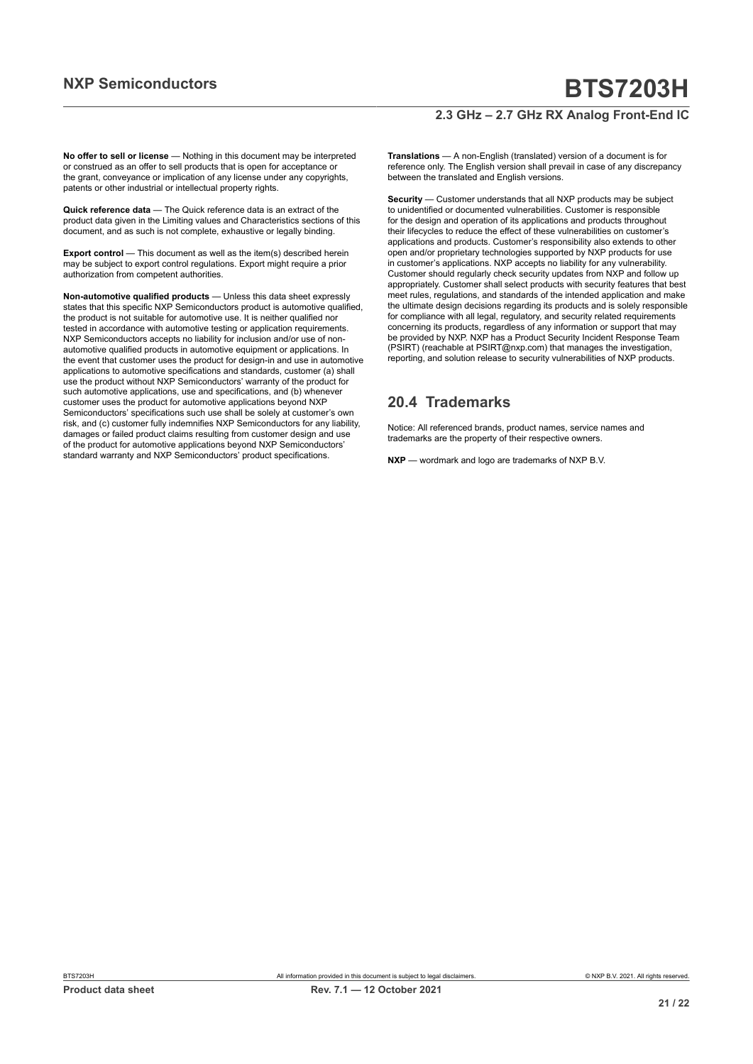**No offer to sell or license** — Nothing in this document may be interpreted or construed as an offer to sell products that is open for acceptance or the grant, conveyance or implication of any license under any copyrights, patents or other industrial or intellectual property rights.

**Quick reference data** — The Quick reference data is an extract of the product data given in the Limiting values and Characteristics sections of this document, and as such is not complete, exhaustive or legally binding.

**Export control** — This document as well as the item(s) described herein may be subject to export control regulations. Export might require a prior authorization from competent authorities.

**Non-automotive qualified products** — Unless this data sheet expressly states that this specific NXP Semiconductors product is automotive qualified, the product is not suitable for automotive use. It is neither qualified nor tested in accordance with automotive testing or application requirements. NXP Semiconductors accepts no liability for inclusion and/or use of non-automotive qualified products in automotive equipment or applications. In the event that customer uses the product for design-in and use in automotive applications to automotive specifications and standards, customer (a) shall use the product without NXP Semiconductors' warranty of the product for such automotive applications, use and specifications, and (b) whenever customer uses the product for automotive applications beyond NXP Semiconductors' specifications such use shall be solely at customer's own risk, and (c) customer fully indemnifies NXP Semiconductors for any liability, damages or failed product claims resulting from customer design and use of the product for automotive applications beyond NXP Semiconductors' standard warranty and NXP Semiconductors' product specifications.

**Translations** — A non-English (translated) version of a document is for reference only. The English version shall prevail in case of any discrepancy between the translated and English versions.

**Security** — Customer understands that all NXP products may be subject to unidentified or documented vulnerabilities. Customer is responsible for the design and operation of its applications and products throughout their lifecycles to reduce the effect of these vulnerabilities on customer's applications and products. Customer's responsibility also extends to other open and/or proprietary technologies supported by NXP products for use in customer's applications. NXP accepts no liability for any vulnerability. Customer should regularly check security updates from NXP and follow up appropriately. Customer shall select products with security features that best meet rules, regulations, and standards of the intended application and make the ultimate design decisions regarding its products and is solely responsible for compliance with all legal, regulatory, and security related requirements concerning its products, regardless of any information or support that may be provided by NXP. NXP has a Product Security Incident Response Team (PSIRT) (reachable at PSIRT@nxp.com) that manages the investigation, reporting, and solution release to security vulnerabilities of NXP products.

## 20.4 Trademarks

Notice: All referenced brands, product names, service names and trademarks are the property of their respective owners.

**NXP** — wordmark and logo are trademarks of NXP B.V.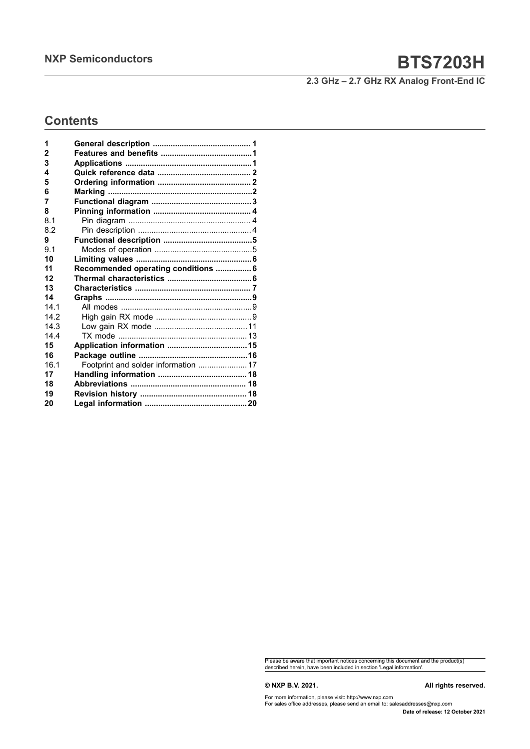## Contents

| | | |
|---|---|---|
| **1** | **General description** | **1** |
| **2** | **Features and benefits** | **1** |
| **3** | **Applications** | **1** |
| **4** | **Quick reference data** | **2** |
| **5** | **Ordering information** | **2** |
| **6** | **Marking** | **2** |
| **7** | **Functional diagram** | **3** |
| **8** | **Pinning information** | **4** |
| 8.1 | Pin diagram | 4 |
| 8.2 | Pin description | 4 |
| **9** | **Functional description** | **5** |
| 9.1 | Modes of operation | 5 |
| **10** | **Limiting values** | **6** |
| **11** | **Recommended operating conditions** | **6** |
| **12** | **Thermal characteristics** | **6** |
| **13** | **Characteristics** | **7** |
| **14** | **Graphs** | **9** |
| 14.1 | All modes | 9 |
| 14.2 | High gain RX mode | 9 |
| 14.3 | Low gain RX mode | 11 |
| 14.4 | TX mode | 13 |
| **15** | **Application information** | **15** |
| **16** | **Package outline** | **16** |
| 16.1 | Footprint and solder information | 17 |
| **17** | **Handling information** | **18** |
| **18** | **Abbreviations** | **18** |
| **19** | **Revision history** | **18** |
| **20** | **Legal information** | **20** |

Please be aware that important notices concerning this document and the product(s) described herein, have been included in section 'Legal information'.

**© NXP B.V. 2021.** **All rights reserved.**

For more information, please visit: http://www.nxp.com
For sales office addresses, please send an email to: salesaddresses@nxp.com

**Date of release: 12 October 2021**